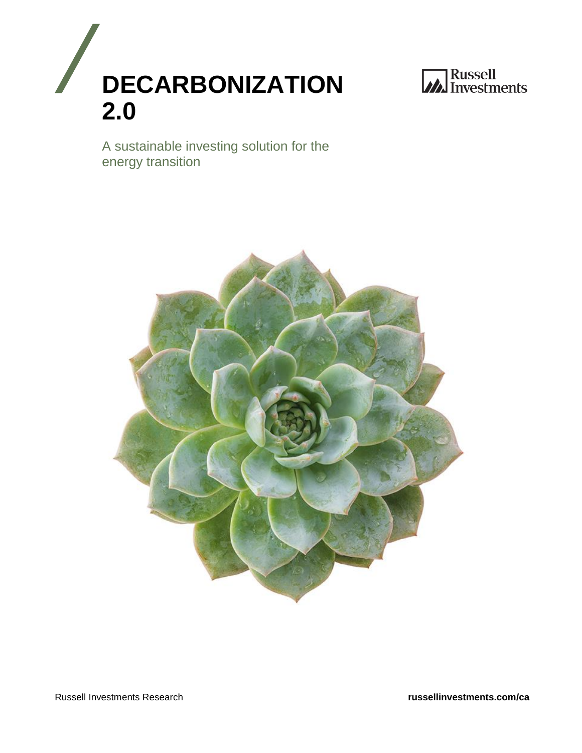# DECARBONIZATION 2.0

Russell Investments

A sustainable investing solution for the energy transition

Russell Investments Research

**russellinvestments.com/ca**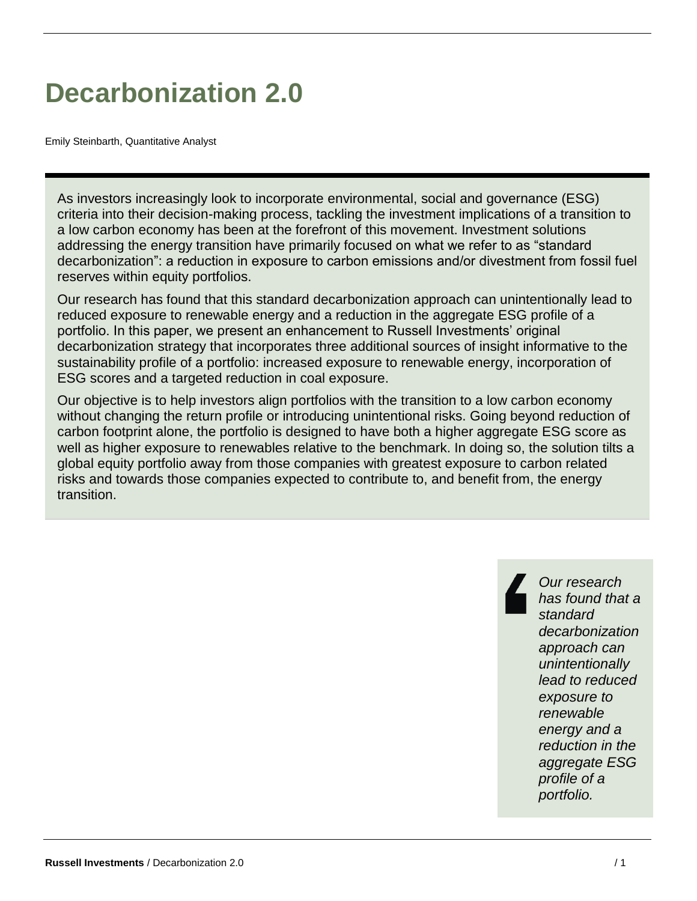# Decarbonization 2.0

Emily Steinbarth, Quantitative Analyst

As investors increasingly look to incorporate environmental, social and governance (ESG) criteria into their decision-making process, tackling the investment implications of a transition to a low carbon economy has been at the forefront of this movement. Investment solutions addressing the energy transition have primarily focused on what we refer to as "standard decarbonization": a reduction in exposure to carbon emissions and/or divestment from fossil fuel reserves within equity portfolios.

Our research has found that this standard decarbonization approach can unintentionally lead to reduced exposure to renewable energy and a reduction in the aggregate ESG profile of a portfolio. In this paper, we present an enhancement to Russell Investments' original decarbonization strategy that incorporates three additional sources of insight informative to the sustainability profile of a portfolio: increased exposure to renewable energy, incorporation of ESG scores and a targeted reduction in coal exposure.

Our objective is to help investors align portfolios with the transition to a low carbon economy without changing the return profile or introducing unintentional risks. Going beyond reduction of carbon footprint alone, the portfolio is designed to have both a higher aggregate ESG score as well as higher exposure to renewables relative to the benchmark. In doing so, the solution tilts a global equity portfolio away from those companies with greatest exposure to carbon related risks and towards those companies expected to contribute to, and benefit from, the energy transition.

> *Our research has found that a standard decarbonization approach can unintentionally lead to reduced exposure to renewable energy and a reduction in the aggregate ESG profile of a portfolio.*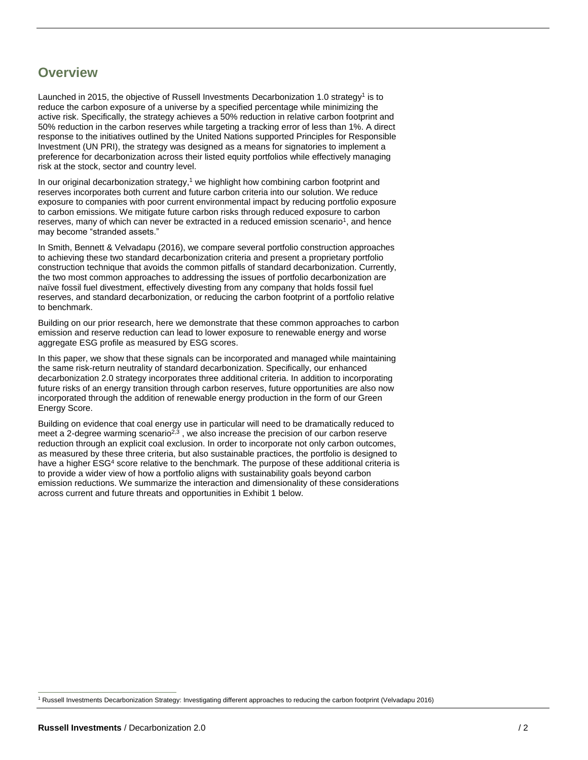## Overview

Launched in 2015, the objective of Russell Investments Decarbonization 1.0 strategy[1] is to reduce the carbon exposure of a universe by a specified percentage while minimizing the active risk. Specifically, the strategy achieves a 50% reduction in relative carbon footprint and 50% reduction in the carbon reserves while targeting a tracking error of less than 1%. A direct response to the initiatives outlined by the United Nations supported Principles for Responsible Investment (UN PRI), the strategy was designed as a means for signatories to implement a preference for decarbonization across their listed equity portfolios while effectively managing risk at the stock, sector and country level.

In our original decarbonization strategy,[1] we highlight how combining carbon footprint and reserves incorporates both current and future carbon criteria into our solution. We reduce exposure to companies with poor current environmental impact by reducing portfolio exposure to carbon emissions. We mitigate future carbon risks through reduced exposure to carbon reserves, many of which can never be extracted in a reduced emission scenario[1], and hence may become "stranded assets."

In Smith, Bennett & Velvadapu (2016), we compare several portfolio construction approaches to achieving these two standard decarbonization criteria and present a proprietary portfolio construction technique that avoids the common pitfalls of standard decarbonization. Currently, the two most common approaches to addressing the issues of portfolio decarbonization are naïve fossil fuel divestment, effectively divesting from any company that holds fossil fuel reserves, and standard decarbonization, or reducing the carbon footprint of a portfolio relative to benchmark.

Building on our prior research, here we demonstrate that these common approaches to carbon emission and reserve reduction can lead to lower exposure to renewable energy and worse aggregate ESG profile as measured by ESG scores.

In this paper, we show that these signals can be incorporated and managed while maintaining the same risk-return neutrality of standard decarbonization. Specifically, our enhanced decarbonization 2.0 strategy incorporates three additional criteria. In addition to incorporating future risks of an energy transition through carbon reserves, future opportunities are also now incorporated through the addition of renewable energy production in the form of our Green Energy Score.

Building on evidence that coal energy use in particular will need to be dramatically reduced to meet a 2-degree warming scenario[2,3] , we also increase the precision of our carbon reserve reduction through an explicit coal exclusion. In order to incorporate not only carbon outcomes, as measured by these three criteria, but also sustainable practices, the portfolio is designed to have a higher ESG[4] score relative to the benchmark. The purpose of these additional criteria is to provide a wider view of how a portfolio aligns with sustainability goals beyond carbon emission reductions. We summarize the interaction and dimensionality of these considerations across current and future threats and opportunities in Exhibit 1 below.

[1] Russell Investments Decarbonization Strategy: Investigating different approaches to reducing the carbon footprint (Velvadapu 2016)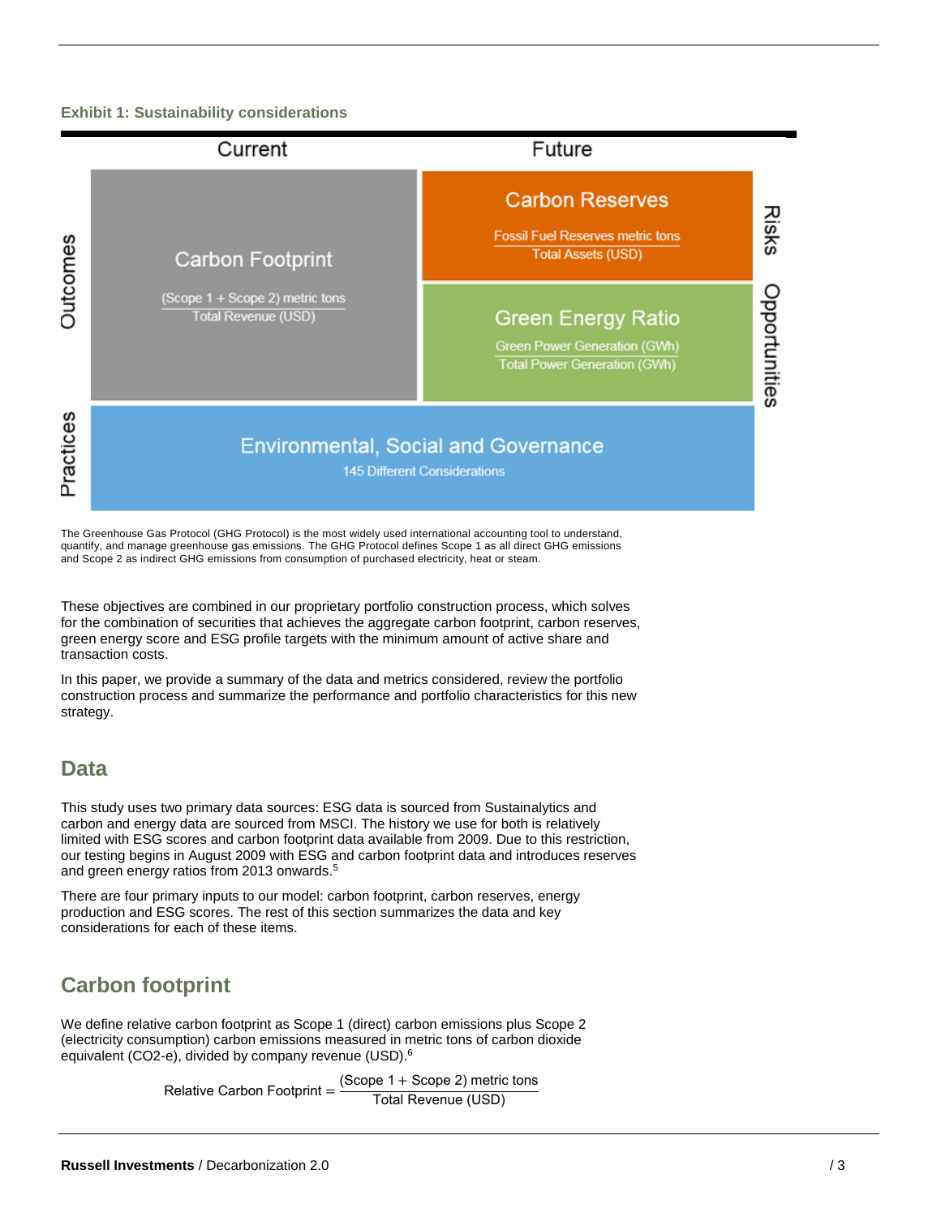**Exhibit 1: Sustainability considerations**

| | Current | Future | |
|---|---|---|---|
| Outcomes | **Carbon Footprint** $\frac{\text{(Scope 1 + Scope 2) metric tons}}{\text{Total Revenue (USD)}}$ | **Carbon Reserves** $\frac{\text{Fossil Fuel Reserves metric tons}}{\text{Total Assets (USD)}}$ | Risks |
| | | **Green Energy Ratio** $\frac{\text{Green Power Generation (GWh)}}{\text{Total Power Generation (GWh)}}$ | Opportunities |
| Practices | **Environmental, Social and Governance** 145 Different Considerations | | |

The Greenhouse Gas Protocol (GHG Protocol) is the most widely used international accounting tool to understand, quantify, and manage greenhouse gas emissions. The GHG Protocol defines Scope 1 as all direct GHG emissions and Scope 2 as indirect GHG emissions from consumption of purchased electricity, heat or steam.

These objectives are combined in our proprietary portfolio construction process, which solves for the combination of securities that achieves the aggregate carbon footprint, carbon reserves, green energy score and ESG profile targets with the minimum amount of active share and transaction costs.

In this paper, we provide a summary of the data and metrics considered, review the portfolio construction process and summarize the performance and portfolio characteristics for this new strategy.

## Data

This study uses two primary data sources: ESG data is sourced from Sustainalytics and carbon and energy data are sourced from MSCI. The history we use for both is relatively limited with ESG scores and carbon footprint data available from 2009. Due to this restriction, our testing begins in August 2009 with ESG and carbon footprint data and introduces reserves and green energy ratios from 2013 onwards.[5]

There are four primary inputs to our model: carbon footprint, carbon reserves, energy production and ESG scores. The rest of this section summarizes the data and key considerations for each of these items.

## Carbon footprint

We define relative carbon footprint as Scope 1 (direct) carbon emissions plus Scope 2 (electricity consumption) carbon emissions measured in metric tons of carbon dioxide equivalent ($CO_2$-e), divided by company revenue (USD).[6]

$$\text{Relative Carbon Footprint} = \frac{\text{(Scope 1 + Scope 2) metric tons}}{\text{Total Revenue (USD)}}$$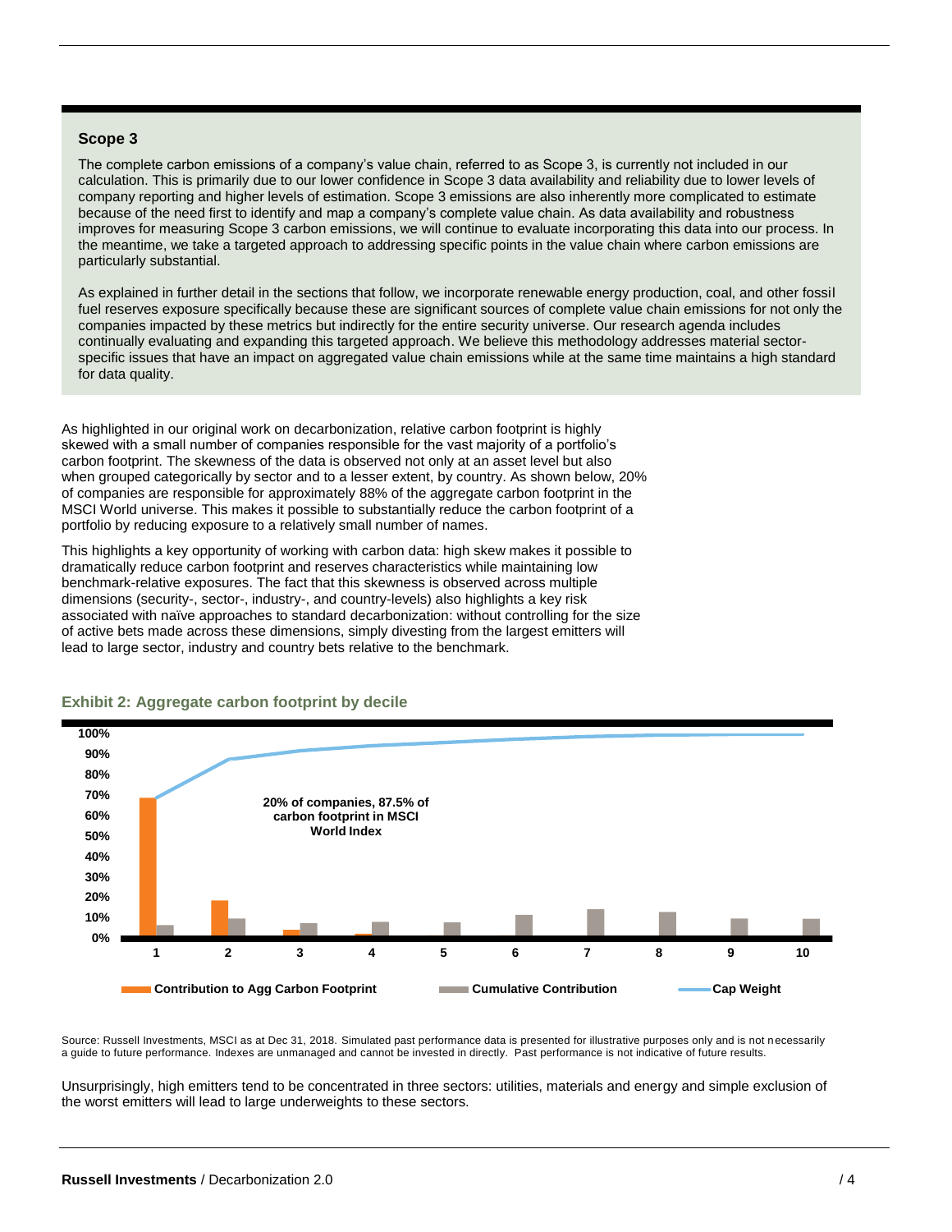### Scope 3

The complete carbon emissions of a company's value chain, referred to as Scope 3, is currently not included in our calculation. This is primarily due to our lower confidence in Scope 3 data availability and reliability due to lower levels of company reporting and higher levels of estimation. Scope 3 emissions are also inherently more complicated to estimate because of the need first to identify and map a company's complete value chain. As data availability and robustness improves for measuring Scope 3 carbon emissions, we will continue to evaluate incorporating this data into our process. In the meantime, we take a targeted approach to addressing specific points in the value chain where carbon emissions are particularly substantial.

As explained in further detail in the sections that follow, we incorporate renewable energy production, coal, and other fossil fuel reserves exposure specifically because these are significant sources of complete value chain emissions for not only the companies impacted by these metrics but indirectly for the entire security universe. Our research agenda includes continually evaluating and expanding this targeted approach. We believe this methodology addresses material sector-specific issues that have an impact on aggregated value chain emissions while at the same time maintains a high standard for data quality.

As highlighted in our original work on decarbonization, relative carbon footprint is highly skewed with a small number of companies responsible for the vast majority of a portfolio's carbon footprint. The skewness of the data is observed not only at an asset level but also when grouped categorically by sector and to a lesser extent, by country. As shown below, 20% of companies are responsible for approximately 88% of the aggregate carbon footprint in the MSCI World universe. This makes it possible to substantially reduce the carbon footprint of a portfolio by reducing exposure to a relatively small number of names.

This highlights a key opportunity of working with carbon data: high skew makes it possible to dramatically reduce carbon footprint and reserves characteristics while maintaining low benchmark-relative exposures. The fact that this skewness is observed across multiple dimensions (security-, sector-, industry-, and country-levels) also highlights a key risk associated with naïve approaches to standard decarbonization: without controlling for the size of active bets made across these dimensions, simply divesting from the largest emitters will lead to large sector, industry and country bets relative to the benchmark.

**Exhibit 2: Aggregate carbon footprint by decile**

20% of companies, 87.5% of carbon footprint in MSCI World Index

Legend: Contribution to Agg Carbon Footprint; Cumulative Contribution; Cap Weight

Source: Russell Investments, MSCI as at Dec 31, 2018. Simulated past performance data is presented for illustrative purposes only and is not necessarily a guide to future performance. Indexes are unmanaged and cannot be invested in directly. Past performance is not indicative of future results.

Unsurprisingly, high emitters tend to be concentrated in three sectors: utilities, materials and energy and simple exclusion of the worst emitters will lead to large underweights to these sectors.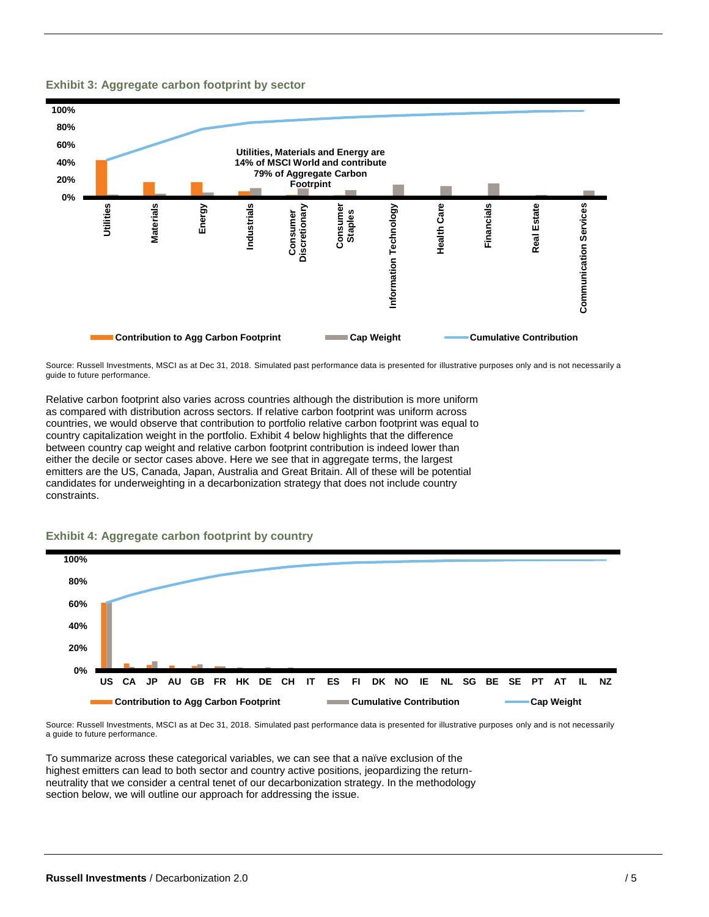### Exhibit 3: Aggregate carbon footprint by sector

Source: Russell Investments, MSCI as at Dec 31, 2018. Simulated past performance data is presented for illustrative purposes only and is not necessarily a guide to future performance.

Relative carbon footprint also varies across countries although the distribution is more uniform as compared with distribution across sectors. If relative carbon footprint was uniform across countries, we would observe that contribution to portfolio relative carbon footprint was equal to country capitalization weight in the portfolio. Exhibit 4 below highlights that the difference between country cap weight and relative carbon footprint contribution is indeed lower than either the decile or sector cases above. Here we see that in aggregate terms, the largest emitters are the US, Canada, Japan, Australia and Great Britain. All of these will be potential candidates for underweighting in a decarbonization strategy that does not include country constraints.

### Exhibit 4: Aggregate carbon footprint by country

Source: Russell Investments, MSCI as at Dec 31, 2018. Simulated past performance data is presented for illustrative purposes only and is not necessarily a guide to future performance.

To summarize across these categorical variables, we can see that a naïve exclusion of the highest emitters can lead to both sector and country active positions, jeopardizing the return-neutrality that we consider a central tenet of our decarbonization strategy. In the methodology section below, we will outline our approach for addressing the issue.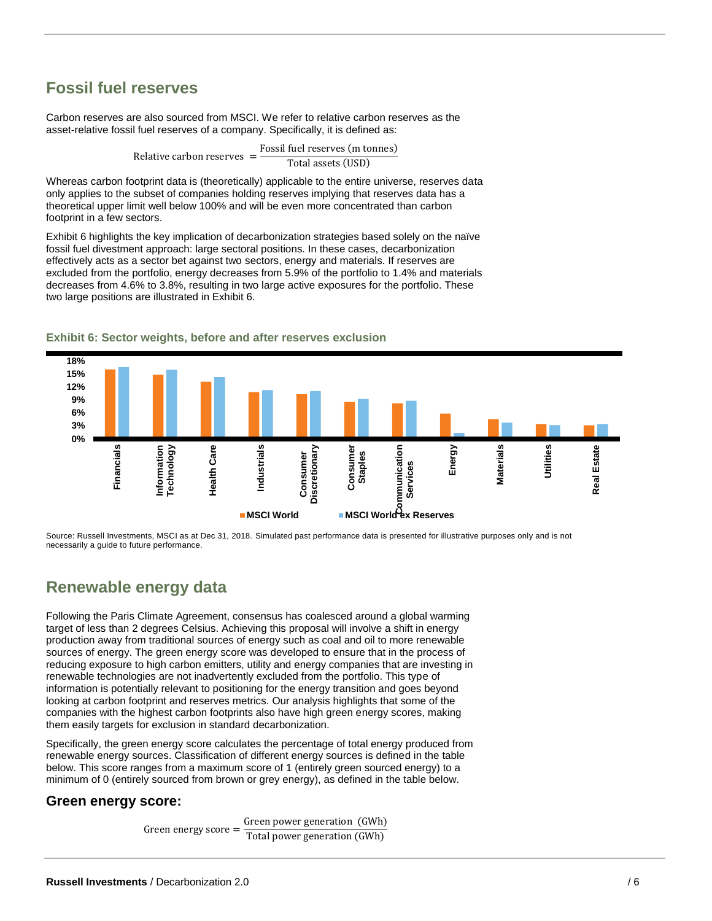## Fossil fuel reserves

Carbon reserves are also sourced from MSCI. We refer to relative carbon reserves as the asset-relative fossil fuel reserves of a company. Specifically, it is defined as:

$$\text{Relative carbon reserves} = \frac{\text{Fossil fuel reserves (m tonnes)}}{\text{Total assets (USD)}}$$

Whereas carbon footprint data is (theoretically) applicable to the entire universe, reserves data only applies to the subset of companies holding reserves implying that reserves data has a theoretical upper limit well below 100% and will be even more concentrated than carbon footprint in a few sectors.

Exhibit 6 highlights the key implication of decarbonization strategies based solely on the naïve fossil fuel divestment approach: large sectoral positions. In these cases, decarbonization effectively acts as a sector bet against two sectors, energy and materials. If reserves are excluded from the portfolio, energy decreases from 5.9% of the portfolio to 1.4% and materials decreases from 4.6% to 3.8%, resulting in two large active exposures for the portfolio. These two large positions are illustrated in Exhibit 6.

**Exhibit 6: Sector weights, before and after reserves exclusion**

Source: Russell Investments, MSCI as at Dec 31, 2018. Simulated past performance data is presented for illustrative purposes only and is not necessarily a guide to future performance.

## Renewable energy data

Following the Paris Climate Agreement, consensus has coalesced around a global warming target of less than 2 degrees Celsius. Achieving this proposal will involve a shift in energy production away from traditional sources of energy such as coal and oil to more renewable sources of energy. The green energy score was developed to ensure that in the process of reducing exposure to high carbon emitters, utility and energy companies that are investing in renewable technologies are not inadvertently excluded from the portfolio. This type of information is potentially relevant to positioning for the energy transition and goes beyond looking at carbon footprint and reserves metrics. Our analysis highlights that some of the companies with the highest carbon footprints also have high green energy scores, making them easily targets for exclusion in standard decarbonization.

Specifically, the green energy score calculates the percentage of total energy produced from renewable energy sources. Classification of different energy sources is defined in the table below. This score ranges from a maximum score of 1 (entirely green sourced energy) to a minimum of 0 (entirely sourced from brown or grey energy), as defined in the table below.

### Green energy score:

$$\text{Green energy score} = \frac{\text{Green power generation (GWh)}}{\text{Total power generation (GWh)}}$$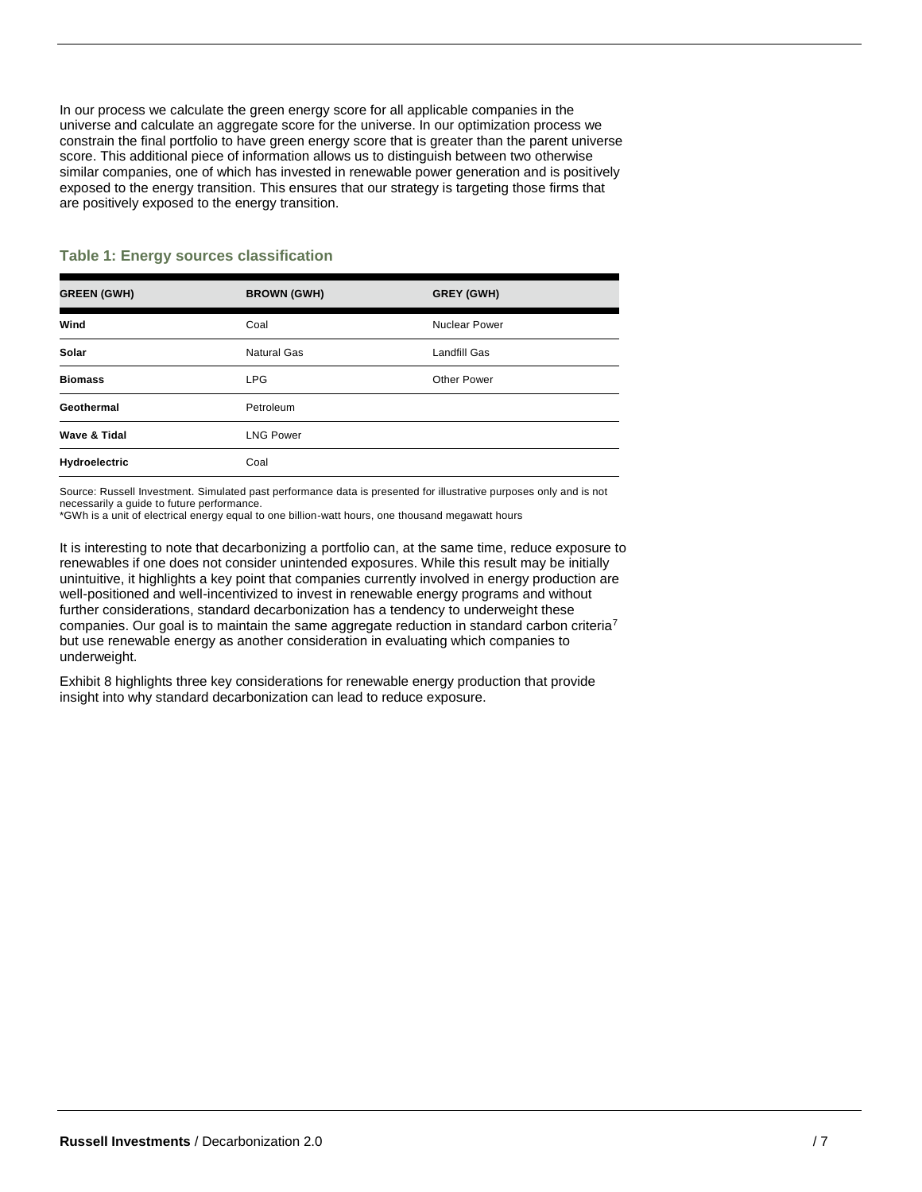In our process we calculate the green energy score for all applicable companies in the universe and calculate an aggregate score for the universe. In our optimization process we constrain the final portfolio to have green energy score that is greater than the parent universe score. This additional piece of information allows us to distinguish between two otherwise similar companies, one of which has invested in renewable power generation and is positively exposed to the energy transition. This ensures that our strategy is targeting those firms that are positively exposed to the energy transition.

### Table 1: Energy sources classification

| GREEN (GWH) | BROWN (GWH) | GREY (GWH) |
|---|---|---|
| **Wind** | Coal | Nuclear Power |
| **Solar** | Natural Gas | Landfill Gas |
| **Biomass** | LPG | Other Power |
| **Geothermal** | Petroleum | |
| **Wave & Tidal** | LNG Power | |
| **Hydroelectric** | Coal | |

Source: Russell Investment. Simulated past performance data is presented for illustrative purposes only and is not necessarily a guide to future performance.
*GWh is a unit of electrical energy equal to one billion-watt hours, one thousand megawatt hours

It is interesting to note that decarbonizing a portfolio can, at the same time, reduce exposure to renewables if one does not consider unintended exposures. While this result may be initially unintuitive, it highlights a key point that companies currently involved in energy production are well-positioned and well-incentivized to invest in renewable energy programs and without further considerations, standard decarbonization has a tendency to underweight these companies. Our goal is to maintain the same aggregate reduction in standard carbon criteria[7] but use renewable energy as another consideration in evaluating which companies to underweight.

Exhibit 8 highlights three key considerations for renewable energy production that provide insight into why standard decarbonization can lead to reduce exposure.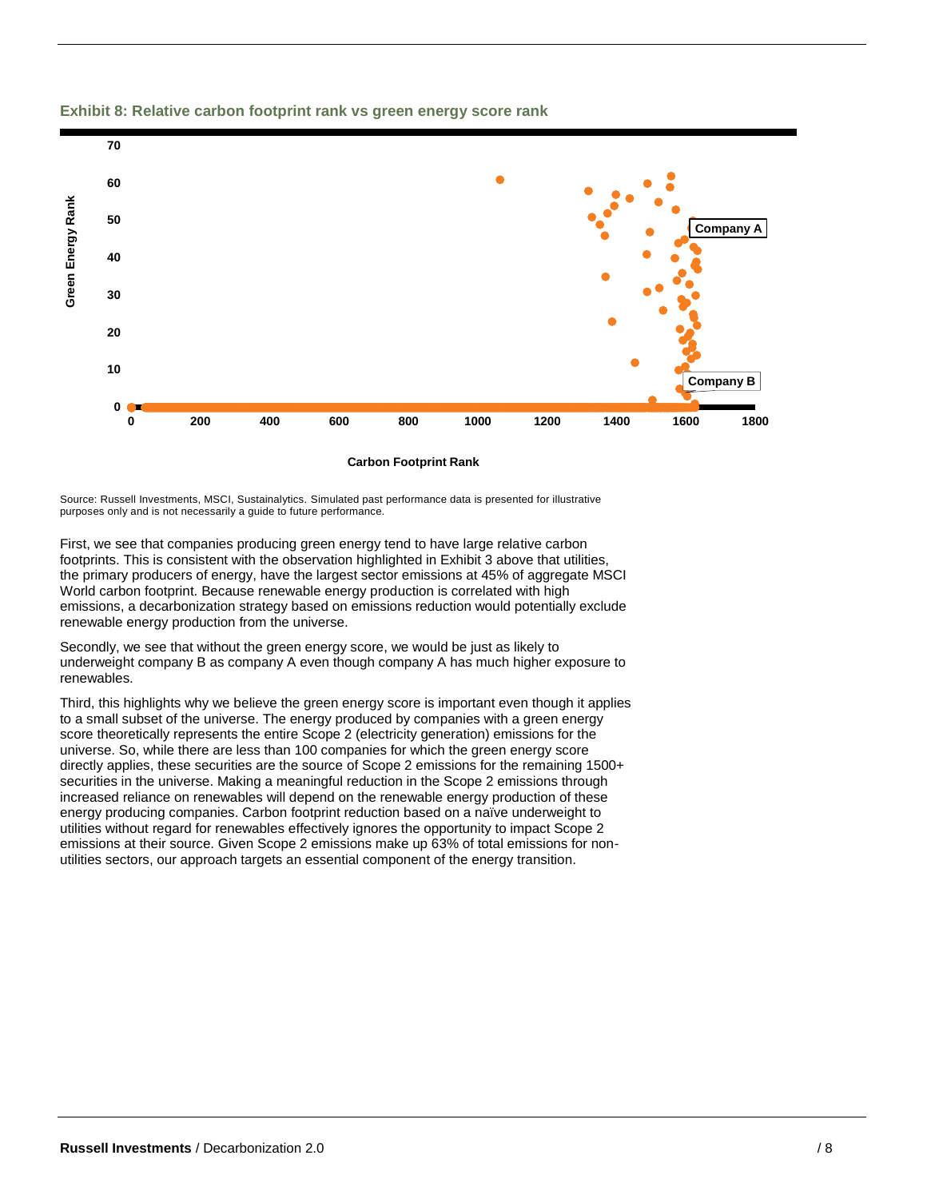### Exhibit 8: Relative carbon footprint rank vs green energy score rank

Source: Russell Investments, MSCI, Sustainalytics. Simulated past performance data is presented for illustrative purposes only and is not necessarily a guide to future performance.

First, we see that companies producing green energy tend to have large relative carbon footprints. This is consistent with the observation highlighted in Exhibit 3 above that utilities, the primary producers of energy, have the largest sector emissions at 45% of aggregate MSCI World carbon footprint. Because renewable energy production is correlated with high emissions, a decarbonization strategy based on emissions reduction would potentially exclude renewable energy production from the universe.

Secondly, we see that without the green energy score, we would be just as likely to underweight company B as company A even though company A has much higher exposure to renewables.

Third, this highlights why we believe the green energy score is important even though it applies to a small subset of the universe. The energy produced by companies with a green energy score theoretically represents the entire Scope 2 (electricity generation) emissions for the universe. So, while there are less than 100 companies for which the green energy score directly applies, these securities are the source of Scope 2 emissions for the remaining 1500+ securities in the universe. Making a meaningful reduction in the Scope 2 emissions through increased reliance on renewables will depend on the renewable energy production of these energy producing companies. Carbon footprint reduction based on a naïve underweight to utilities without regard for renewables effectively ignores the opportunity to impact Scope 2 emissions at their source. Given Scope 2 emissions make up 63% of total emissions for non-utilities sectors, our approach targets an essential component of the energy transition.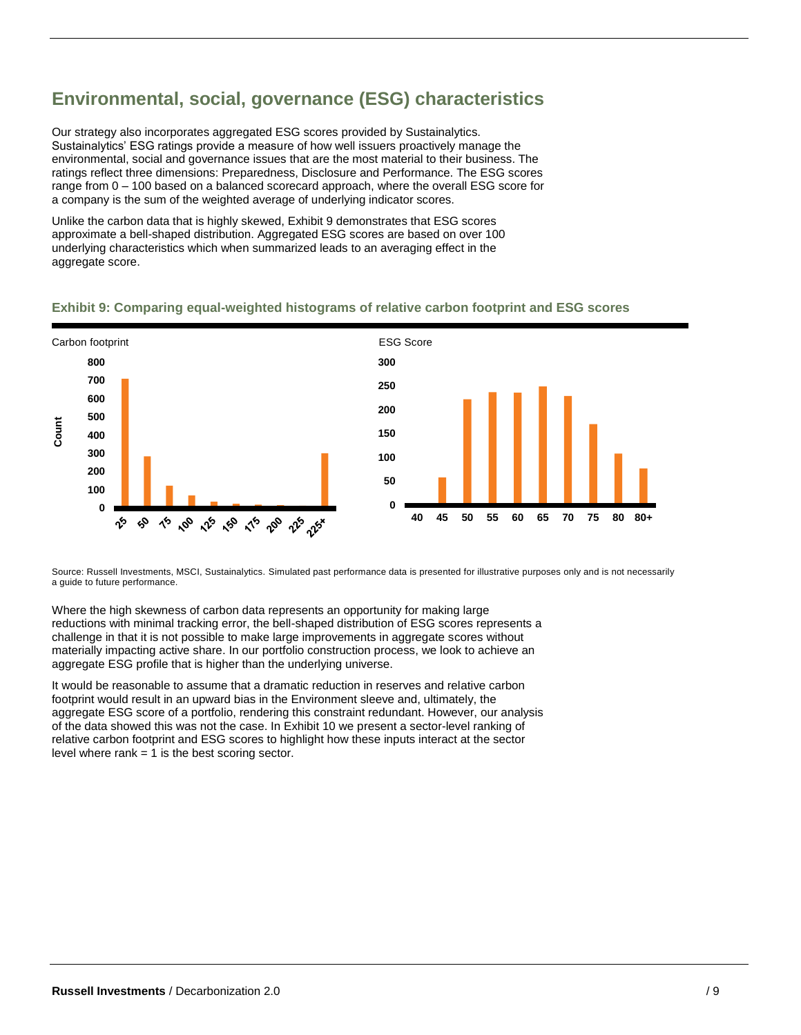## Environmental, social, governance (ESG) characteristics

Our strategy also incorporates aggregated ESG scores provided by Sustainalytics. Sustainalytics' ESG ratings provide a measure of how well issuers proactively manage the environmental, social and governance issues that are the most material to their business. The ratings reflect three dimensions: Preparedness, Disclosure and Performance. The ESG scores range from 0 – 100 based on a balanced scorecard approach, where the overall ESG score for a company is the sum of the weighted average of underlying indicator scores.

Unlike the carbon data that is highly skewed, Exhibit 9 demonstrates that ESG scores approximate a bell-shaped distribution. Aggregated ESG scores are based on over 100 underlying characteristics which when summarized leads to an averaging effect in the aggregate score.

**Exhibit 9: Comparing equal-weighted histograms of relative carbon footprint and ESG scores**

Source: Russell Investments, MSCI, Sustainalytics. Simulated past performance data is presented for illustrative purposes only and is not necessarily a guide to future performance.

Where the high skewness of carbon data represents an opportunity for making large reductions with minimal tracking error, the bell-shaped distribution of ESG scores represents a challenge in that it is not possible to make large improvements in aggregate scores without materially impacting active share. In our portfolio construction process, we look to achieve an aggregate ESG profile that is higher than the underlying universe.

It would be reasonable to assume that a dramatic reduction in reserves and relative carbon footprint would result in an upward bias in the Environment sleeve and, ultimately, the aggregate ESG score of a portfolio, rendering this constraint redundant. However, our analysis of the data showed this was not the case. In Exhibit 10 we present a sector-level ranking of relative carbon footprint and ESG scores to highlight how these inputs interact at the sector level where rank = 1 is the best scoring sector.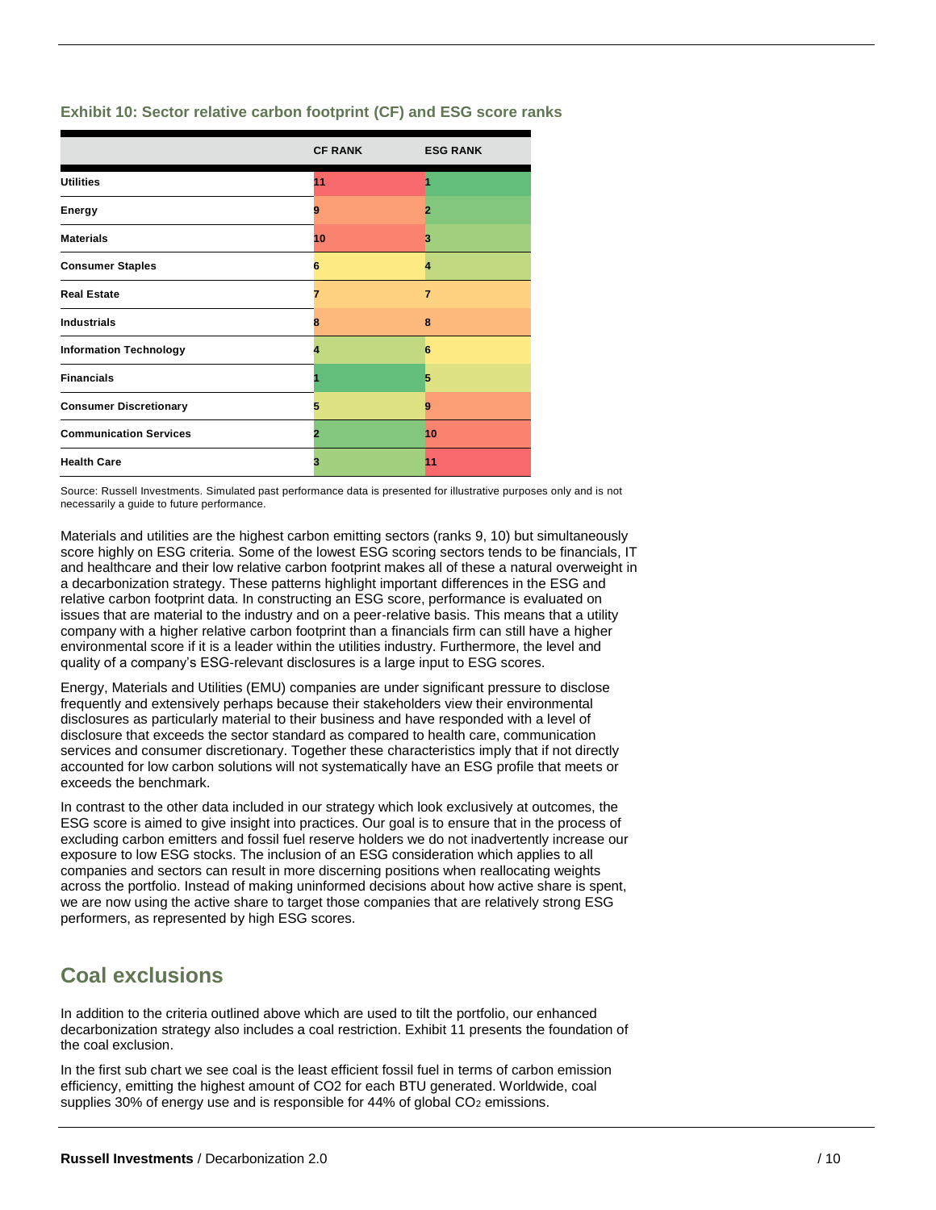**Exhibit 10: Sector relative carbon footprint (CF) and ESG score ranks**

| | CF RANK | ESG RANK |
|---|---|---|
| Utilities | 11 | 1 |
| Energy | 9 | 2 |
| Materials | 10 | 3 |
| Consumer Staples | 6 | 4 |
| Real Estate | 7 | 7 |
| Industrials | 8 | 8 |
| Information Technology | 4 | 6 |
| Financials | 1 | 5 |
| Consumer Discretionary | 5 | 9 |
| Communication Services | 2 | 10 |
| Health Care | 3 | 11 |

Source: Russell Investments. Simulated past performance data is presented for illustrative purposes only and is not necessarily a guide to future performance.

Materials and utilities are the highest carbon emitting sectors (ranks 9, 10) but simultaneously score highly on ESG criteria. Some of the lowest ESG scoring sectors tends to be financials, IT and healthcare and their low relative carbon footprint makes all of these a natural overweight in a decarbonization strategy. These patterns highlight important differences in the ESG and relative carbon footprint data. In constructing an ESG score, performance is evaluated on issues that are material to the industry and on a peer-relative basis. This means that a utility company with a higher relative carbon footprint than a financials firm can still have a higher environmental score if it is a leader within the utilities industry. Furthermore, the level and quality of a company's ESG-relevant disclosures is a large input to ESG scores.

Energy, Materials and Utilities (EMU) companies are under significant pressure to disclose frequently and extensively perhaps because their stakeholders view their environmental disclosures as particularly material to their business and have responded with a level of disclosure that exceeds the sector standard as compared to health care, communication services and consumer discretionary. Together these characteristics imply that if not directly accounted for low carbon solutions will not systematically have an ESG profile that meets or exceeds the benchmark.

In contrast to the other data included in our strategy which look exclusively at outcomes, the ESG score is aimed to give insight into practices. Our goal is to ensure that in the process of excluding carbon emitters and fossil fuel reserve holders we do not inadvertently increase our exposure to low ESG stocks. The inclusion of an ESG consideration which applies to all companies and sectors can result in more discerning positions when reallocating weights across the portfolio. Instead of making uninformed decisions about how active share is spent, we are now using the active share to target those companies that are relatively strong ESG performers, as represented by high ESG scores.

## Coal exclusions

In addition to the criteria outlined above which are used to tilt the portfolio, our enhanced decarbonization strategy also includes a coal restriction. Exhibit 11 presents the foundation of the coal exclusion.

In the first sub chart we see coal is the least efficient fossil fuel in terms of carbon emission efficiency, emitting the highest amount of CO2 for each BTU generated. Worldwide, coal supplies 30% of energy use and is responsible for 44% of global $CO_2$ emissions.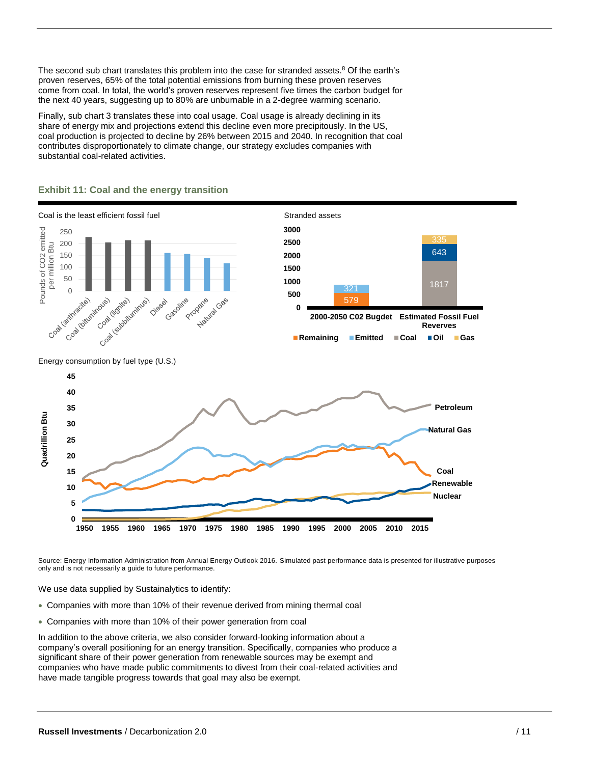The second sub chart translates this problem into the case for stranded assets.[8] Of the earth's proven reserves, 65% of the total potential emissions from burning these proven reserves come from coal. In total, the world's proven reserves represent five times the carbon budget for the next 40 years, suggesting up to 80% are unburnable in a 2-degree warming scenario.

Finally, sub chart 3 translates these into coal usage. Coal usage is already declining in its share of energy mix and projections extend this decline even more precipitously. In the US, coal production is projected to decline by 26% between 2015 and 2040. In recognition that coal contributes disproportionately to climate change, our strategy excludes companies with substantial coal-related activities.

### Exhibit 11: Coal and the energy transition

Coal is the least efficient fossil fuel

| Fuel | Pounds of $CO_2$ emitted per million Btu (approx.) |
|---|---|
| Coal (anthracite) | 228 |
| Coal (bituminous) | 205 |
| Coal (lignite) | 215 |
| Coal (subbituminus) | 214 |
| Diesel | 161 |
| Gasoline | 157 |
| Propane | 139 |
| Natural Gas | 117 |

Stranded assets

| | Remaining | Emitted | Coal | Oil | Gas |
|---|---|---|---|---|---|
| 2000-2050 C02 Bugdet | 579 | 321 | | | |
| Estimated Fossil Fuel Reverves | | | 1817 | 643 | 335 |

Energy consumption by fuel type (U.S.)

Quadrillion Btu, 1950–2015: Petroleum, Natural Gas, Coal, Renewable, Nuclear

Source: Energy Information Administration from Annual Energy Outlook 2016. Simulated past performance data is presented for illustrative purposes only and is not necessarily a guide to future performance.

We use data supplied by Sustainalytics to identify:

- Companies with more than 10% of their revenue derived from mining thermal coal
- Companies with more than 10% of their power generation from coal

In addition to the above criteria, we also consider forward-looking information about a company's overall positioning for an energy transition. Specifically, companies who produce a significant share of their power generation from renewable sources may be exempt and companies who have made public commitments to divest from their coal-related activities and have made tangible progress towards that goal may also be exempt.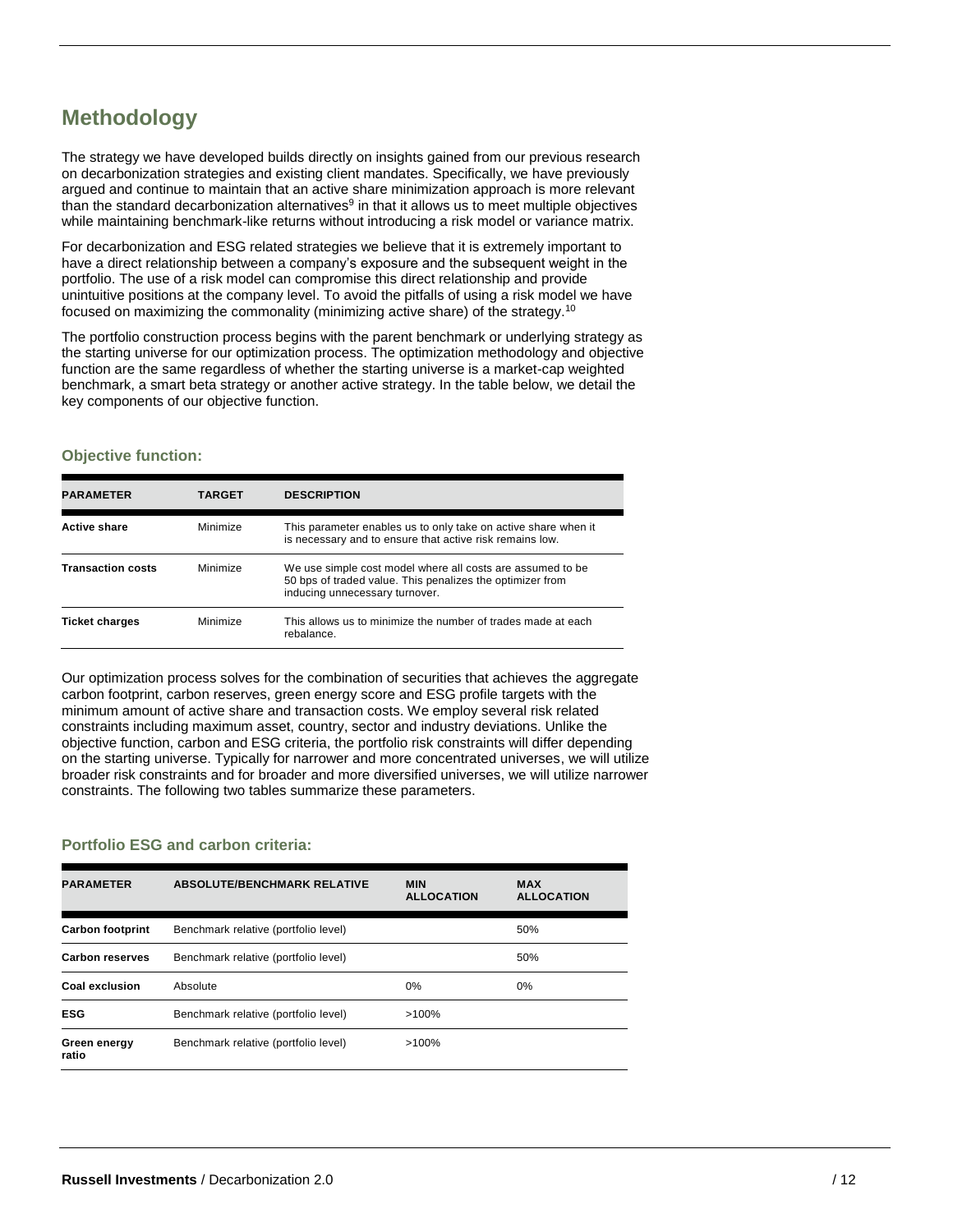## Methodology

The strategy we have developed builds directly on insights gained from our previous research on decarbonization strategies and existing client mandates. Specifically, we have previously argued and continue to maintain that an active share minimization approach is more relevant than the standard decarbonization alternatives[9] in that it allows us to meet multiple objectives while maintaining benchmark-like returns without introducing a risk model or variance matrix.

For decarbonization and ESG related strategies we believe that it is extremely important to have a direct relationship between a company's exposure and the subsequent weight in the portfolio. The use of a risk model can compromise this direct relationship and provide unintuitive positions at the company level. To avoid the pitfalls of using a risk model we have focused on maximizing the commonality (minimizing active share) of the strategy.[10]

The portfolio construction process begins with the parent benchmark or underlying strategy as the starting universe for our optimization process. The optimization methodology and objective function are the same regardless of whether the starting universe is a market-cap weighted benchmark, a smart beta strategy or another active strategy. In the table below, we detail the key components of our objective function.

### Objective function:

| PARAMETER | TARGET | DESCRIPTION |
|---|---|---|
| **Active share** | Minimize | This parameter enables us to only take on active share when it is necessary and to ensure that active risk remains low. |
| **Transaction costs** | Minimize | We use simple cost model where all costs are assumed to be 50 bps of traded value. This penalizes the optimizer from inducing unnecessary turnover. |
| **Ticket charges** | Minimize | This allows us to minimize the number of trades made at each rebalance. |

Our optimization process solves for the combination of securities that achieves the aggregate carbon footprint, carbon reserves, green energy score and ESG profile targets with the minimum amount of active share and transaction costs. We employ several risk related constraints including maximum asset, country, sector and industry deviations. Unlike the objective function, carbon and ESG criteria, the portfolio risk constraints will differ depending on the starting universe. Typically for narrower and more concentrated universes, we will utilize broader risk constraints and for broader and more diversified universes, we will utilize narrower constraints. The following two tables summarize these parameters.

### Portfolio ESG and carbon criteria:

| PARAMETER | ABSOLUTE/BENCHMARK RELATIVE | MIN ALLOCATION | MAX ALLOCATION |
|---|---|---|---|
| **Carbon footprint** | Benchmark relative (portfolio level) | | 50% |
| **Carbon reserves** | Benchmark relative (portfolio level) | | 50% |
| **Coal exclusion** | Absolute | 0% | 0% |
| **ESG** | Benchmark relative (portfolio level) | >100% | |
| **Green energy ratio** | Benchmark relative (portfolio level) | >100% | |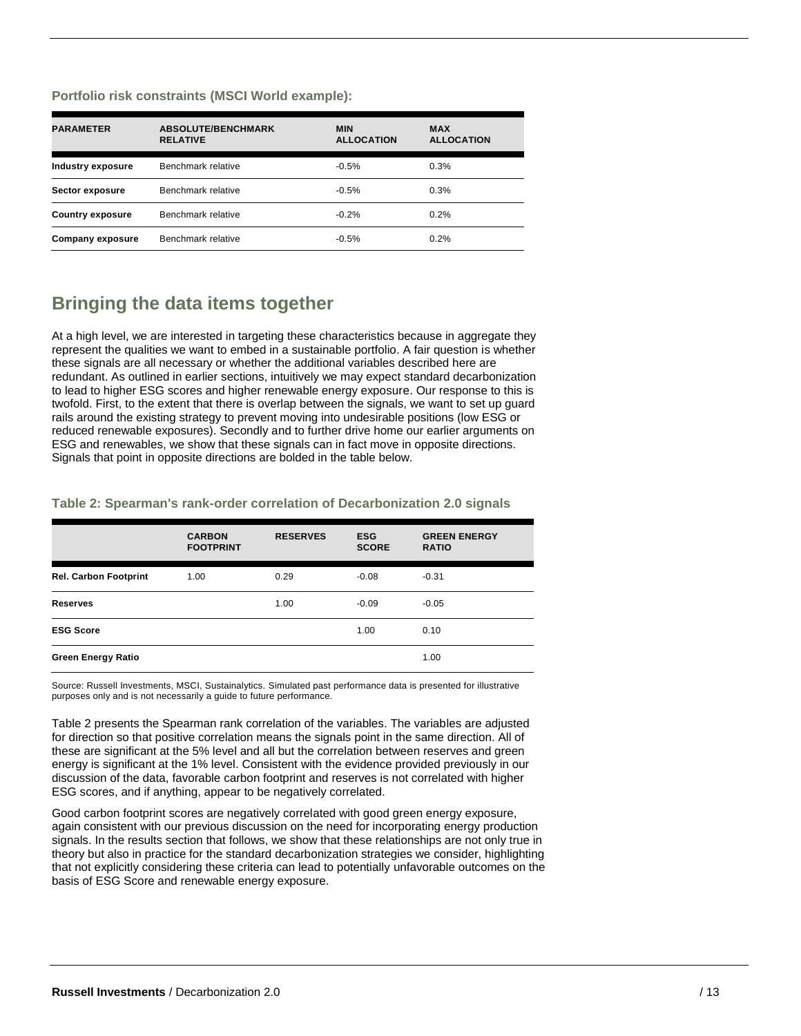**Portfolio risk constraints (MSCI World example):**

| PARAMETER | ABSOLUTE/BENCHMARK RELATIVE | MIN ALLOCATION | MAX ALLOCATION |
|---|---|---|---|
| **Industry exposure** | Benchmark relative | -0.5% | 0.3% |
| **Sector exposure** | Benchmark relative | -0.5% | 0.3% |
| **Country exposure** | Benchmark relative | -0.2% | 0.2% |
| **Company exposure** | Benchmark relative | -0.5% | 0.2% |

## Bringing the data items together

At a high level, we are interested in targeting these characteristics because in aggregate they represent the qualities we want to embed in a sustainable portfolio. A fair question is whether these signals are all necessary or whether the additional variables described here are redundant. As outlined in earlier sections, intuitively we may expect standard decarbonization to lead to higher ESG scores and higher renewable energy exposure. Our response to this is twofold. First, to the extent that there is overlap between the signals, we want to set up guard rails around the existing strategy to prevent moving into undesirable positions (low ESG or reduced renewable exposures). Secondly and to further drive home our earlier arguments on ESG and renewables, we show that these signals can in fact move in opposite directions. Signals that point in opposite directions are bolded in the table below.

**Table 2: Spearman's rank-order correlation of Decarbonization 2.0 signals**

| | CARBON FOOTPRINT | RESERVES | ESG SCORE | GREEN ENERGY RATIO |
|---|---|---|---|---|
| **Rel. Carbon Footprint** | 1.00 | 0.29 | -0.08 | -0.31 |
| **Reserves** | | 1.00 | -0.09 | -0.05 |
| **ESG Score** | | | 1.00 | 0.10 |
| **Green Energy Ratio** | | | | 1.00 |

Source: Russell Investments, MSCI, Sustainalytics. Simulated past performance data is presented for illustrative purposes only and is not necessarily a guide to future performance.

Table 2 presents the Spearman rank correlation of the variables. The variables are adjusted for direction so that positive correlation means the signals point in the same direction. All of these are significant at the 5% level and all but the correlation between reserves and green energy is significant at the 1% level. Consistent with the evidence provided previously in our discussion of the data, favorable carbon footprint and reserves is not correlated with higher ESG scores, and if anything, appear to be negatively correlated.

Good carbon footprint scores are negatively correlated with good green energy exposure, again consistent with our previous discussion on the need for incorporating energy production signals. In the results section that follows, we show that these relationships are not only true in theory but also in practice for the standard decarbonization strategies we consider, highlighting that not explicitly considering these criteria can lead to potentially unfavorable outcomes on the basis of ESG Score and renewable energy exposure.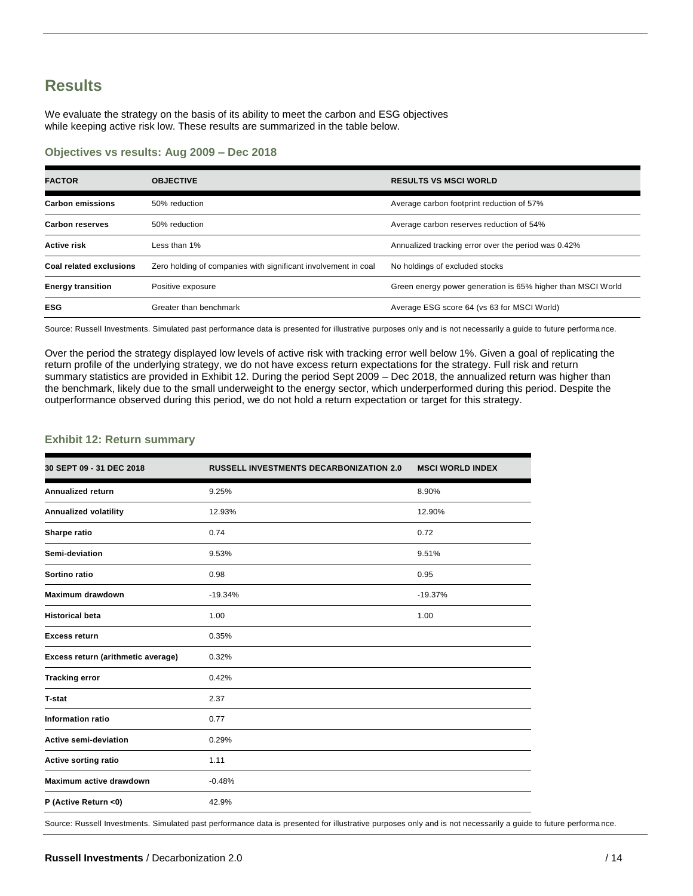## Results

We evaluate the strategy on the basis of its ability to meet the carbon and ESG objectives while keeping active risk low. These results are summarized in the table below.

### Objectives vs results: Aug 2009 – Dec 2018

| FACTOR | OBJECTIVE | RESULTS VS MSCI WORLD |
|---|---|---|
| **Carbon emissions** | 50% reduction | Average carbon footprint reduction of 57% |
| **Carbon reserves** | 50% reduction | Average carbon reserves reduction of 54% |
| **Active risk** | Less than 1% | Annualized tracking error over the period was 0.42% |
| **Coal related exclusions** | Zero holding of companies with significant involvement in coal | No holdings of excluded stocks |
| **Energy transition** | Positive exposure | Green energy power generation is 65% higher than MSCI World |
| **ESG** | Greater than benchmark | Average ESG score 64 (vs 63 for MSCI World) |

Source: Russell Investments. Simulated past performance data is presented for illustrative purposes only and is not necessarily a guide to future performance.

Over the period the strategy displayed low levels of active risk with tracking error well below 1%. Given a goal of replicating the return profile of the underlying strategy, we do not have excess return expectations for the strategy. Full risk and return summary statistics are provided in Exhibit 12. During the period Sept 2009 – Dec 2018, the annualized return was higher than the benchmark, likely due to the small underweight to the energy sector, which underperformed during this period. Despite the outperformance observed during this period, we do not hold a return expectation or target for this strategy.

### Exhibit 12: Return summary

| 30 SEPT 09 - 31 DEC 2018 | RUSSELL INVESTMENTS DECARBONIZATION 2.0 | MSCI WORLD INDEX |
|---|---|---|
| **Annualized return** | 9.25% | 8.90% |
| **Annualized volatility** | 12.93% | 12.90% |
| **Sharpe ratio** | 0.74 | 0.72 |
| **Semi-deviation** | 9.53% | 9.51% |
| **Sortino ratio** | 0.98 | 0.95 |
| **Maximum drawdown** | -19.34% | -19.37% |
| **Historical beta** | 1.00 | 1.00 |
| **Excess return** | 0.35% | |
| **Excess return (arithmetic average)** | 0.32% | |
| **Tracking error** | 0.42% | |
| **T-stat** | 2.37 | |
| **Information ratio** | 0.77 | |
| **Active semi-deviation** | 0.29% | |
| **Active sorting ratio** | 1.11 | |
| **Maximum active drawdown** | -0.48% | |
| **P (Active Return <0)** | 42.9% | |

Source: Russell Investments. Simulated past performance data is presented for illustrative purposes only and is not necessarily a guide to future performance.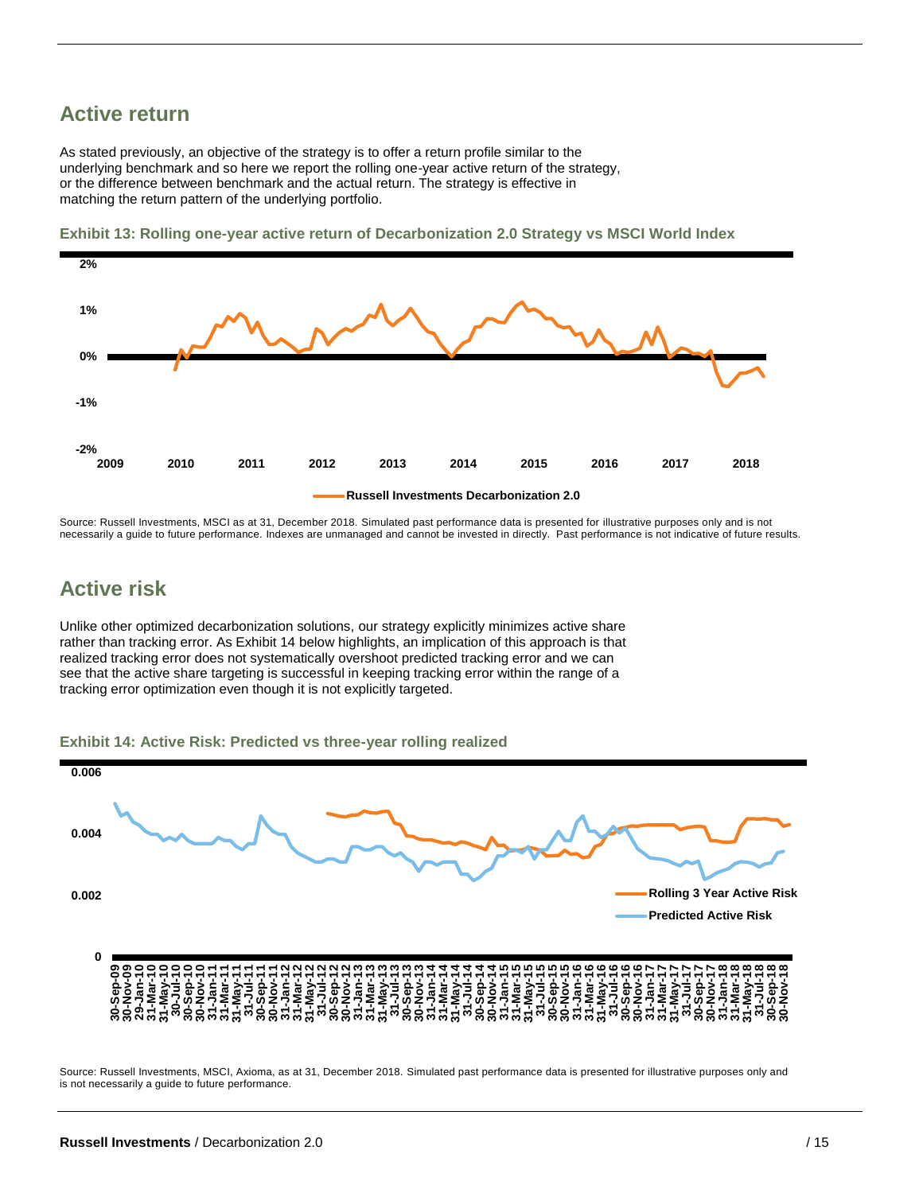## Active return

As stated previously, an objective of the strategy is to offer a return profile similar to the underlying benchmark and so here we report the rolling one-year active return of the strategy, or the difference between benchmark and the actual return. The strategy is effective in matching the return pattern of the underlying portfolio.

**Exhibit 13: Rolling one-year active return of Decarbonization 2.0 Strategy vs MSCI World Index**

Source: Russell Investments, MSCI as at 31, December 2018. Simulated past performance data is presented for illustrative purposes only and is not necessarily a guide to future performance. Indexes are unmanaged and cannot be invested in directly. Past performance is not indicative of future results.

## Active risk

Unlike other optimized decarbonization solutions, our strategy explicitly minimizes active share rather than tracking error. As Exhibit 14 below highlights, an implication of this approach is that realized tracking error does not systematically overshoot predicted tracking error and we can see that the active share targeting is successful in keeping tracking error within the range of a tracking error optimization even though it is not explicitly targeted.

**Exhibit 14: Active Risk: Predicted vs three-year rolling realized**

Source: Russell Investments, MSCI, Axioma, as at 31, December 2018. Simulated past performance data is presented for illustrative purposes only and is not necessarily a guide to future performance.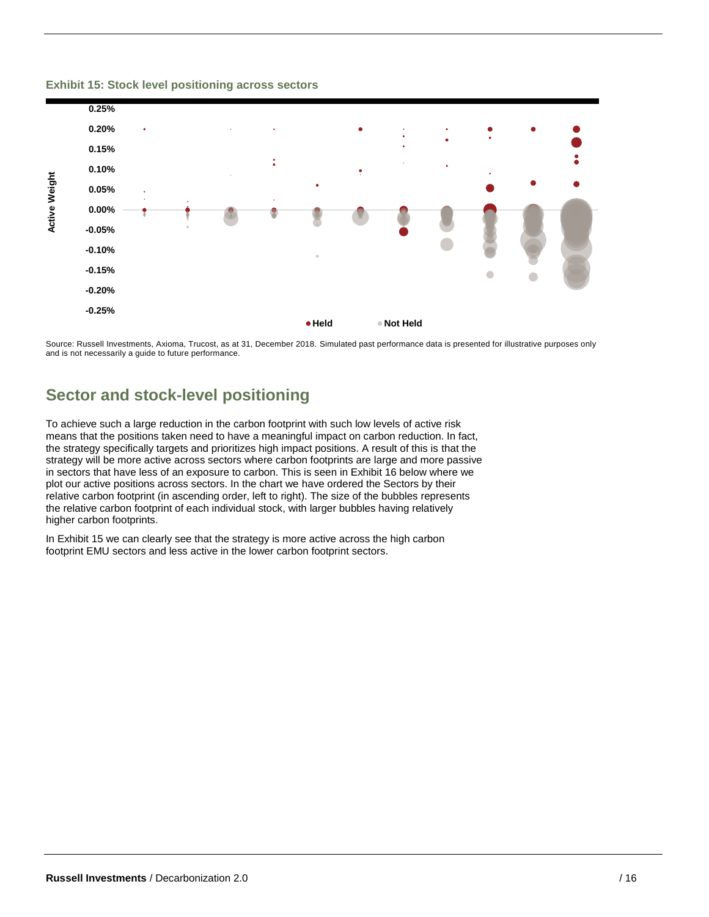**Exhibit 15: Stock level positioning across sectors**

Source: Russell Investments, Axioma, Trucost, as at 31, December 2018. Simulated past performance data is presented for illustrative purposes only and is not necessarily a guide to future performance.

## Sector and stock-level positioning

To achieve such a large reduction in the carbon footprint with such low levels of active risk means that the positions taken need to have a meaningful impact on carbon reduction. In fact, the strategy specifically targets and prioritizes high impact positions. A result of this is that the strategy will be more active across sectors where carbon footprints are large and more passive in sectors that have less of an exposure to carbon. This is seen in Exhibit 16 below where we plot our active positions across sectors. In the chart we have ordered the Sectors by their relative carbon footprint (in ascending order, left to right). The size of the bubbles represents the relative carbon footprint of each individual stock, with larger bubbles having relatively higher carbon footprints.

In Exhibit 15 we can clearly see that the strategy is more active across the high carbon footprint EMU sectors and less active in the lower carbon footprint sectors.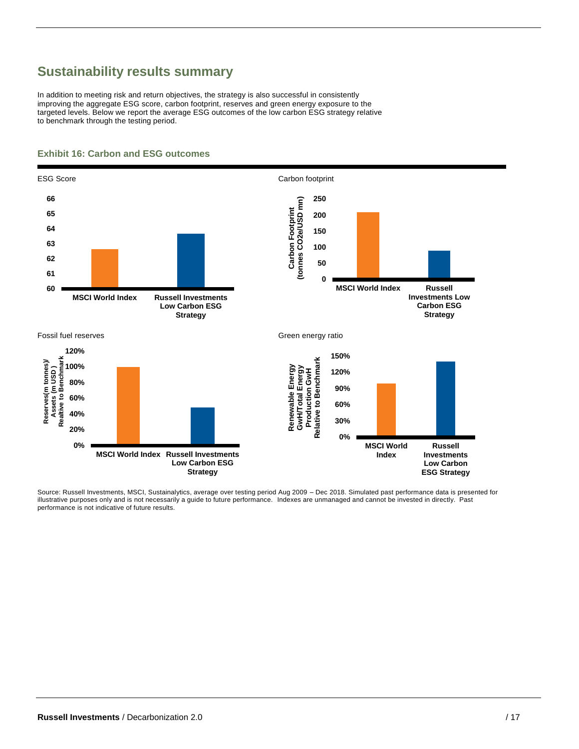## Sustainability results summary

In addition to meeting risk and return objectives, the strategy is also successful in consistently improving the aggregate ESG score, carbon footprint, reserves and green energy exposure to the targeted levels. Below we report the average ESG outcomes of the low carbon ESG strategy relative to benchmark through the testing period.

### Exhibit 16: Carbon and ESG outcomes

ESG Score

Carbon footprint

Fossil fuel reserves

Green energy ratio

Source: Russell Investments, MSCI, Sustainalytics, average over testing period Aug 2009 – Dec 2018. Simulated past performance data is presented for illustrative purposes only and is not necessarily a guide to future performance. Indexes are unmanaged and cannot be invested in directly. Past performance is not indicative of future results.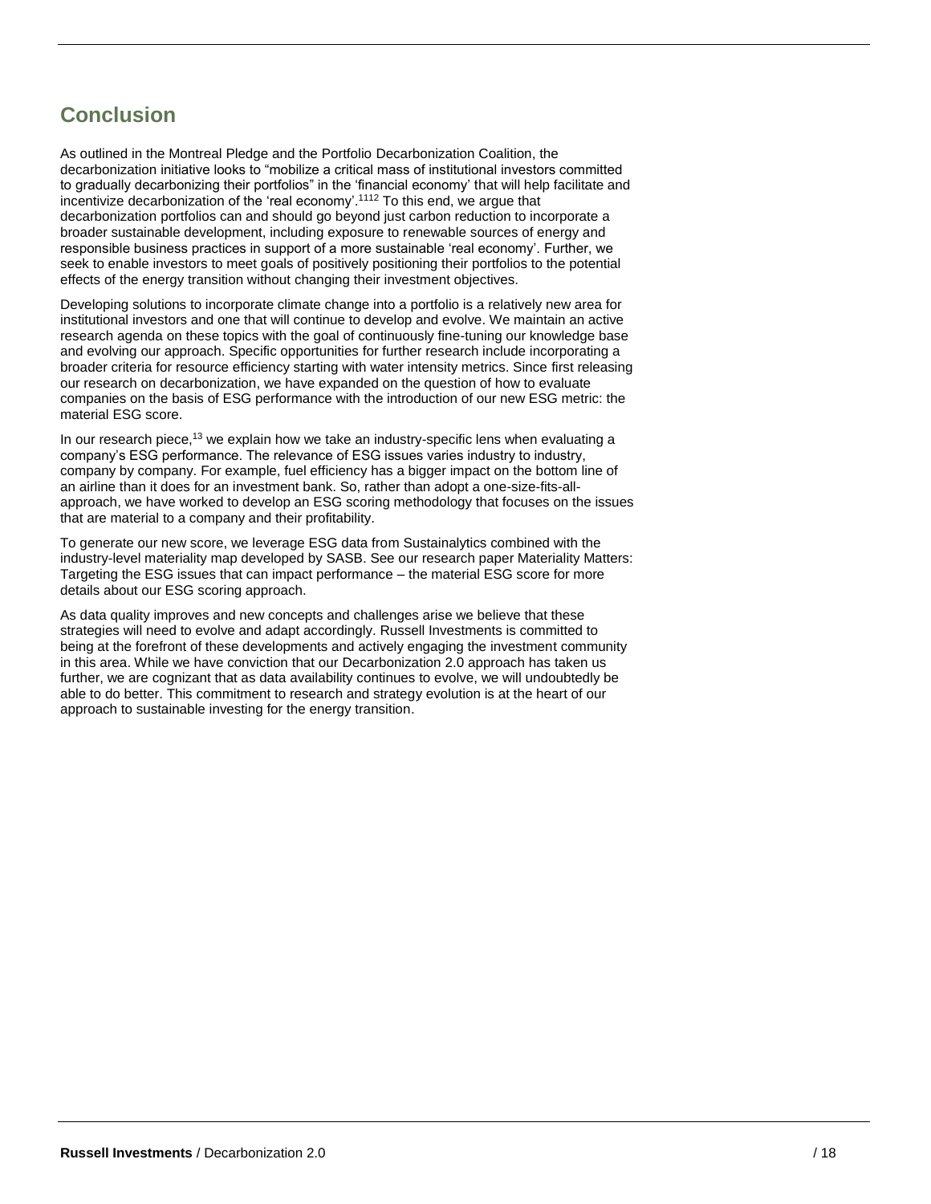## Conclusion

As outlined in the Montreal Pledge and the Portfolio Decarbonization Coalition, the decarbonization initiative looks to "mobilize a critical mass of institutional investors committed to gradually decarbonizing their portfolios" in the 'financial economy' that will help facilitate and incentivize decarbonization of the 'real economy'.[11][12] To this end, we argue that decarbonization portfolios can and should go beyond just carbon reduction to incorporate a broader sustainable development, including exposure to renewable sources of energy and responsible business practices in support of a more sustainable 'real economy'. Further, we seek to enable investors to meet goals of positively positioning their portfolios to the potential effects of the energy transition without changing their investment objectives.

Developing solutions to incorporate climate change into a portfolio is a relatively new area for institutional investors and one that will continue to develop and evolve. We maintain an active research agenda on these topics with the goal of continuously fine-tuning our knowledge base and evolving our approach. Specific opportunities for further research include incorporating a broader criteria for resource efficiency starting with water intensity metrics. Since first releasing our research on decarbonization, we have expanded on the question of how to evaluate companies on the basis of ESG performance with the introduction of our new ESG metric: the material ESG score.

In our research piece,[13] we explain how we take an industry-specific lens when evaluating a company's ESG performance. The relevance of ESG issues varies industry to industry, company by company. For example, fuel efficiency has a bigger impact on the bottom line of an airline than it does for an investment bank. So, rather than adopt a one-size-fits-all-approach, we have worked to develop an ESG scoring methodology that focuses on the issues that are material to a company and their profitability.

To generate our new score, we leverage ESG data from Sustainalytics combined with the industry-level materiality map developed by SASB. See our research paper Materiality Matters: Targeting the ESG issues that can impact performance – the material ESG score for more details about our ESG scoring approach.

As data quality improves and new concepts and challenges arise we believe that these strategies will need to evolve and adapt accordingly. Russell Investments is committed to being at the forefront of these developments and actively engaging the investment community in this area. While we have conviction that our Decarbonization 2.0 approach has taken us further, we are cognizant that as data availability continues to evolve, we will undoubtedly be able to do better. This commitment to research and strategy evolution is at the heart of our approach to sustainable investing for the energy transition.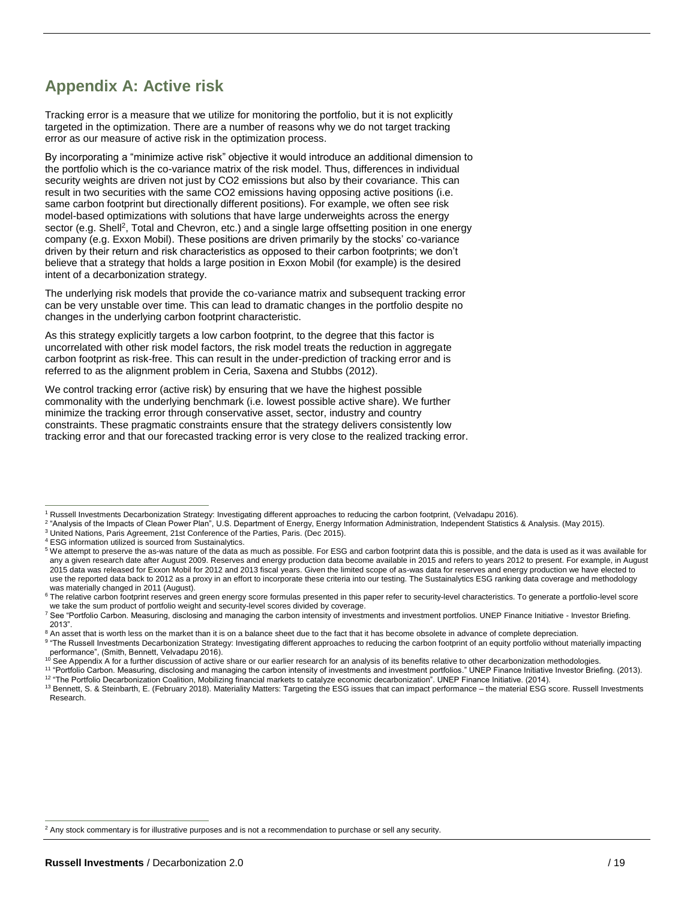## Appendix A: Active risk

Tracking error is a measure that we utilize for monitoring the portfolio, but it is not explicitly targeted in the optimization. There are a number of reasons why we do not target tracking error as our measure of active risk in the optimization process.

By incorporating a "minimize active risk" objective it would introduce an additional dimension to the portfolio which is the co-variance matrix of the risk model. Thus, differences in individual security weights are driven not just by CO2 emissions but also by their covariance. This can result in two securities with the same CO2 emissions having opposing active positions (i.e. same carbon footprint but directionally different positions). For example, we often see risk model-based optimizations with solutions that have large underweights across the energy sector (e.g. Shell[2], Total and Chevron, etc.) and a single large offsetting position in one energy company (e.g. Exxon Mobil). These positions are driven primarily by the stocks' co-variance driven by their return and risk characteristics as opposed to their carbon footprints; we don't believe that a strategy that holds a large position in Exxon Mobil (for example) is the desired intent of a decarbonization strategy.

The underlying risk models that provide the co-variance matrix and subsequent tracking error can be very unstable over time. This can lead to dramatic changes in the portfolio despite no changes in the underlying carbon footprint characteristic.

As this strategy explicitly targets a low carbon footprint, to the degree that this factor is uncorrelated with other risk model factors, the risk model treats the reduction in aggregate carbon footprint as risk-free. This can result in the under-prediction of tracking error and is referred to as the alignment problem in Ceria, Saxena and Stubbs (2012).

We control tracking error (active risk) by ensuring that we have the highest possible commonality with the underlying benchmark (i.e. lowest possible active share). We further minimize the tracking error through conservative asset, sector, industry and country constraints. These pragmatic constraints ensure that the strategy delivers consistently low tracking error and that our forecasted tracking error is very close to the realized tracking error.

---

[1] Russell Investments Decarbonization Strategy: Investigating different approaches to reducing the carbon footprint, (Velvadapu 2016).

[2] "Analysis of the Impacts of Clean Power Plan", U.S. Department of Energy, Energy Information Administration, Independent Statistics & Analysis. (May 2015).

[3] United Nations, Paris Agreement, 21st Conference of the Parties, Paris. (Dec 2015).

[4] ESG information utilized is sourced from Sustainalytics.

[5] We attempt to preserve the as-was nature of the data as much as possible. For ESG and carbon footprint data this is possible, and the data is used as it was available for any a given research date after August 2009. Reserves and energy production data become available in 2015 and refers to years 2012 to present. For example, in August 2015 data was released for Exxon Mobil for 2012 and 2013 fiscal years. Given the limited scope of as-was data for reserves and energy production we have elected to use the reported data back to 2012 as a proxy in an effort to incorporate these criteria into our testing. The Sustainalytics ESG ranking data coverage and methodology was materially changed in 2011 (August).

[6] The relative carbon footprint reserves and green energy score formulas presented in this paper refer to security-level characteristics. To generate a portfolio-level score we take the sum product of portfolio weight and security-level scores divided by coverage.

[7] See "Portfolio Carbon. Measuring, disclosing and managing the carbon intensity of investments and investment portfolios. UNEP Finance Initiative - Investor Briefing. 2013".

[8] An asset that is worth less on the market than it is on a balance sheet due to the fact that it has become obsolete in advance of complete depreciation.

[9] "The Russell Investments Decarbonization Strategy: Investigating different approaches to reducing the carbon footprint of an equity portfolio without materially impacting performance", (Smith, Bennett, Velvadapu 2016).

[10] See Appendix A for a further discussion of active share or our earlier research for an analysis of its benefits relative to other decarbonization methodologies.

[11] "Portfolio Carbon. Measuring, disclosing and managing the carbon intensity of investments and investment portfolios." UNEP Finance Initiative Investor Briefing. (2013).

[12] "The Portfolio Decarbonization Coalition, Mobilizing financial markets to catalyze economic decarbonization". UNEP Finance Initiative. (2014).

[13] Bennett, S. & Steinbarth, E. (February 2018). Materiality Matters: Targeting the ESG issues that can impact performance – the material ESG score. Russell Investments Research.

---

[2] Any stock commentary is for illustrative purposes and is not a recommendation to purchase or sell any security.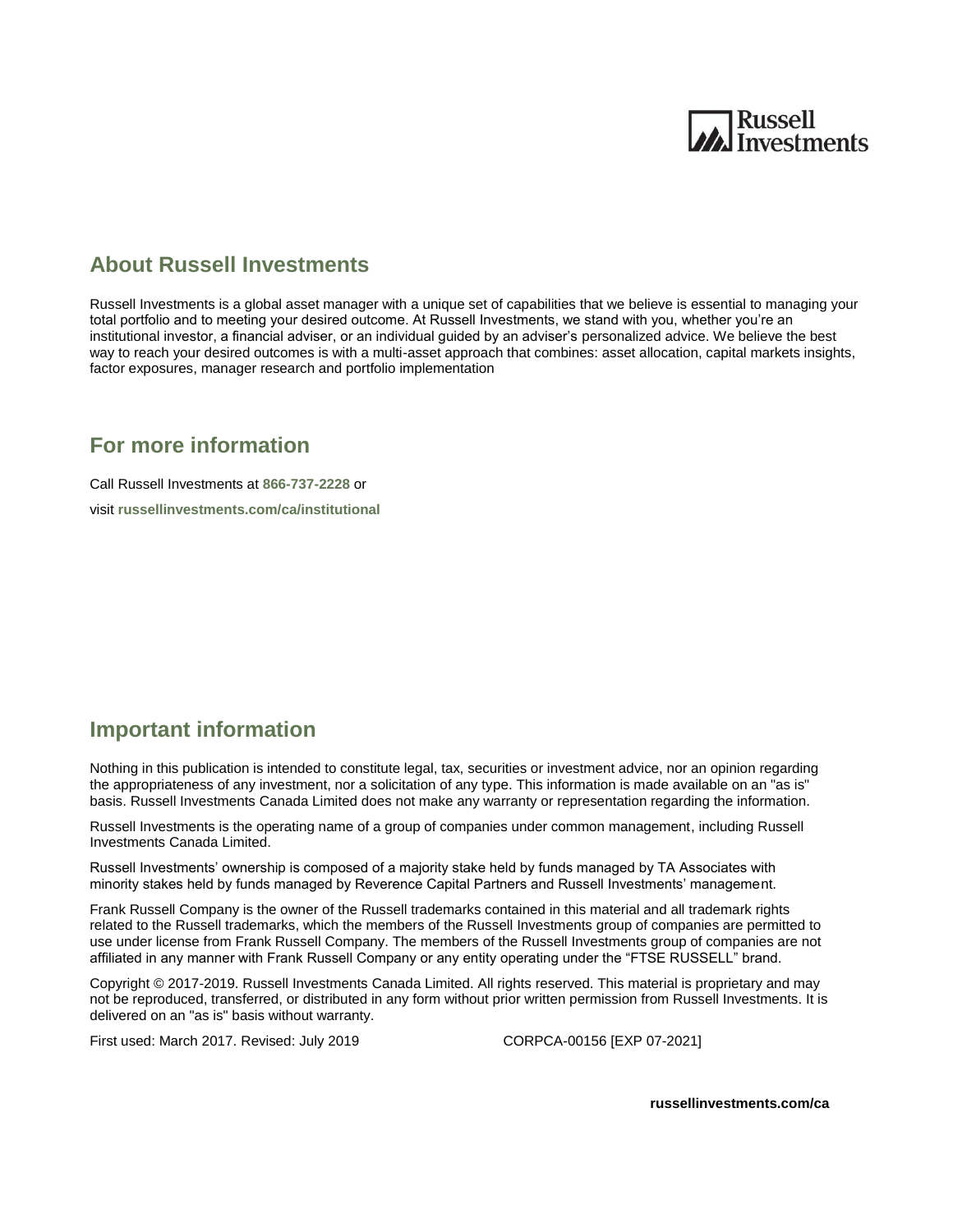## About Russell Investments

Russell Investments is a global asset manager with a unique set of capabilities that we believe is essential to managing your total portfolio and to meeting your desired outcome. At Russell Investments, we stand with you, whether you're an institutional investor, a financial adviser, or an individual guided by an adviser's personalized advice. We believe the best way to reach your desired outcomes is with a multi-asset approach that combines: asset allocation, capital markets insights, factor exposures, manager research and portfolio implementation

## For more information

Call Russell Investments at **866-737-2228** or

visit **russellinvestments.com/ca/institutional**

## Important information

Nothing in this publication is intended to constitute legal, tax, securities or investment advice, nor an opinion regarding the appropriateness of any investment, nor a solicitation of any type. This information is made available on an "as is" basis. Russell Investments Canada Limited does not make any warranty or representation regarding the information.

Russell Investments is the operating name of a group of companies under common management, including Russell Investments Canada Limited.

Russell Investments' ownership is composed of a majority stake held by funds managed by TA Associates with minority stakes held by funds managed by Reverence Capital Partners and Russell Investments' management.

Frank Russell Company is the owner of the Russell trademarks contained in this material and all trademark rights related to the Russell trademarks, which the members of the Russell Investments group of companies are permitted to use under license from Frank Russell Company. The members of the Russell Investments group of companies are not affiliated in any manner with Frank Russell Company or any entity operating under the "FTSE RUSSELL" brand.

Copyright © 2017-2019. Russell Investments Canada Limited. All rights reserved. This material is proprietary and may not be reproduced, transferred, or distributed in any form without prior written permission from Russell Investments. It is delivered on an "as is" basis without warranty.

First used: March 2017. Revised: July 2019 CORPCA-00156 [EXP 07-2021]

**russellinvestments.com/ca**